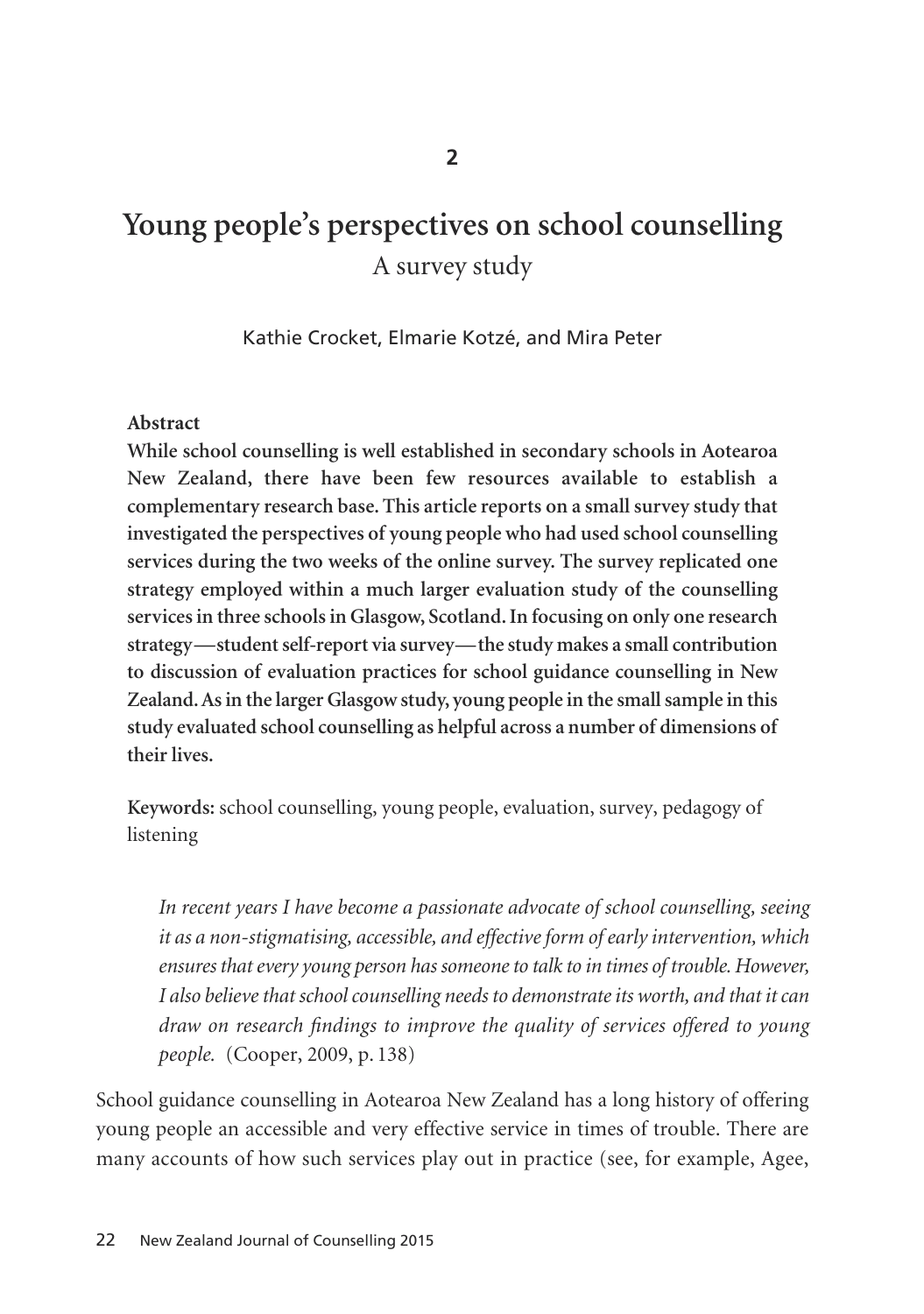2

# Young people's perspectives on school counselling

## A survey study

Kathie Crocket, Elmarie Kotzé, and Mira Peter

**Abstract**

**While school counselling is well established in secondary schools in Aotearoa New Zealand, there have been few resources available to establish a complementary research base. This article reports on a small survey study that investigated the perspectives of young people who had used school counselling services during the two weeks of the online survey. The survey replicated one strategy employed within a much larger evaluation study of the counselling services in three schools in Glasgow, Scotland. In focusing on only one research strategy—student self-report via survey—the study makes a small contribution to discussion of evaluation practices for school guidance counselling in New Zealand. As in the larger Glasgow study, young people in the small sample in this study evaluated school counselling as helpful across a number of dimensions of their lives.**

**Keywords:** school counselling, young people, evaluation, survey, pedagogy of listening

> *In recent years I have become a passionate advocate of school counselling, seeing it as a non-stigmatising, accessible, and effective form of early intervention, which ensures that every young person has someone to talk to in times of trouble. However, I also believe that school counselling needs to demonstrate its worth, and that it can draw on research findings to improve the quality of services offered to young people.* (Cooper, 2009, p. 138)

School guidance counselling in Aotearoa New Zealand has a long history of offering young people an accessible and very effective service in times of trouble. There are many accounts of how such services play out in practice (see, for example, Agee,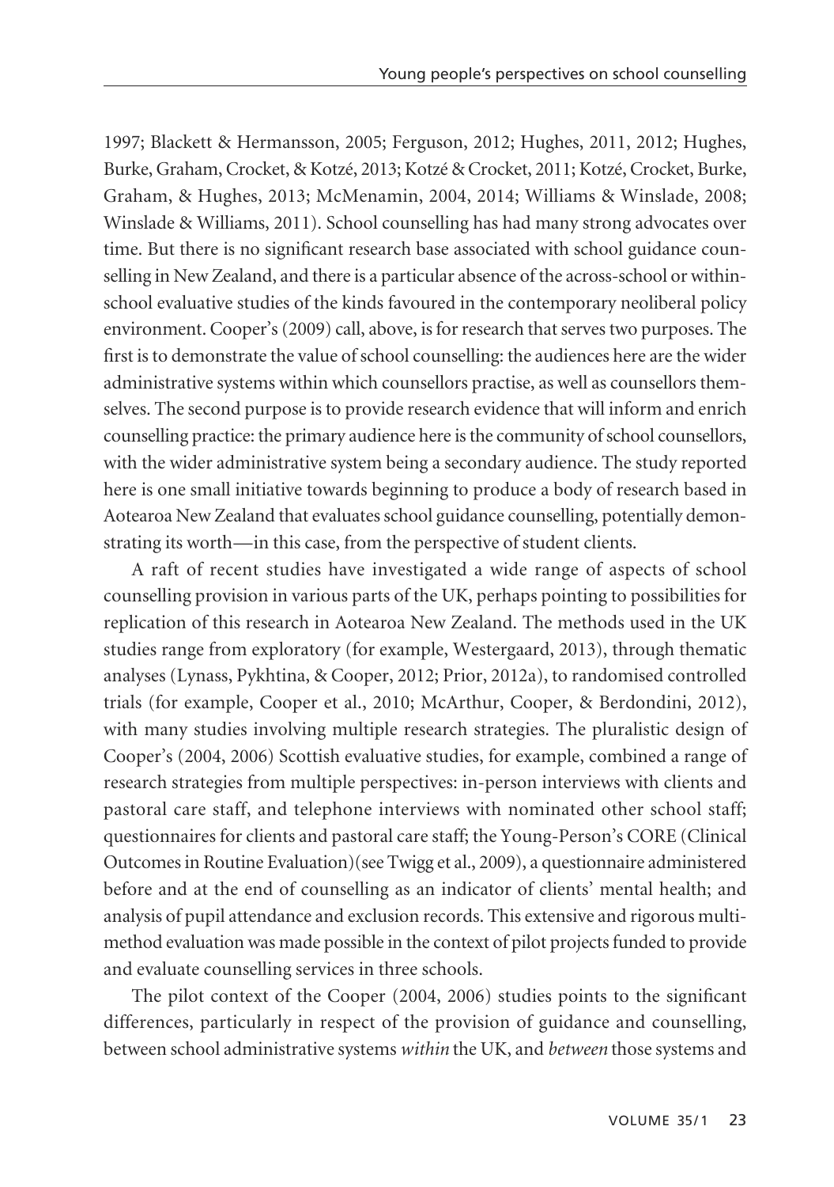1997; Blackett & Hermansson, 2005; Ferguson, 2012; Hughes, 2011, 2012; Hughes, Burke, Graham, Crocket, & Kotzé, 2013; Kotzé & Crocket, 2011; Kotzé, Crocket, Burke, Graham, & Hughes, 2013; McMenamin, 2004, 2014; Williams & Winslade, 2008; Winslade & Williams, 2011). School counselling has had many strong advocates over time. But there is no significant research base associated with school guidance counselling in New Zealand, and there is a particular absence of the across-school or within-school evaluative studies of the kinds favoured in the contemporary neoliberal policy environment. Cooper's (2009) call, above, is for research that serves two purposes. The first is to demonstrate the value of school counselling: the audiences here are the wider administrative systems within which counsellors practise, as well as counsellors themselves. The second purpose is to provide research evidence that will inform and enrich counselling practice: the primary audience here is the community of school counsellors, with the wider administrative system being a secondary audience. The study reported here is one small initiative towards beginning to produce a body of research based in Aotearoa New Zealand that evaluates school guidance counselling, potentially demonstrating its worth—in this case, from the perspective of student clients.

A raft of recent studies have investigated a wide range of aspects of school counselling provision in various parts of the UK, perhaps pointing to possibilities for replication of this research in Aotearoa New Zealand. The methods used in the UK studies range from exploratory (for example, Westergaard, 2013), through thematic analyses (Lynass, Pykhtina, & Cooper, 2012; Prior, 2012a), to randomised controlled trials (for example, Cooper et al., 2010; McArthur, Cooper, & Berdondini, 2012), with many studies involving multiple research strategies. The pluralistic design of Cooper's (2004, 2006) Scottish evaluative studies, for example, combined a range of research strategies from multiple perspectives: in-person interviews with clients and pastoral care staff, and telephone interviews with nominated other school staff; questionnaires for clients and pastoral care staff; the Young-Person's CORE (Clinical Outcomes in Routine Evaluation)(see Twigg et al., 2009), a questionnaire administered before and at the end of counselling as an indicator of clients' mental health; and analysis of pupil attendance and exclusion records. This extensive and rigorous multi-method evaluation was made possible in the context of pilot projects funded to provide and evaluate counselling services in three schools.

The pilot context of the Cooper (2004, 2006) studies points to the significant differences, particularly in respect of the provision of guidance and counselling, between school administrative systems *within* the UK, and *between* those systems and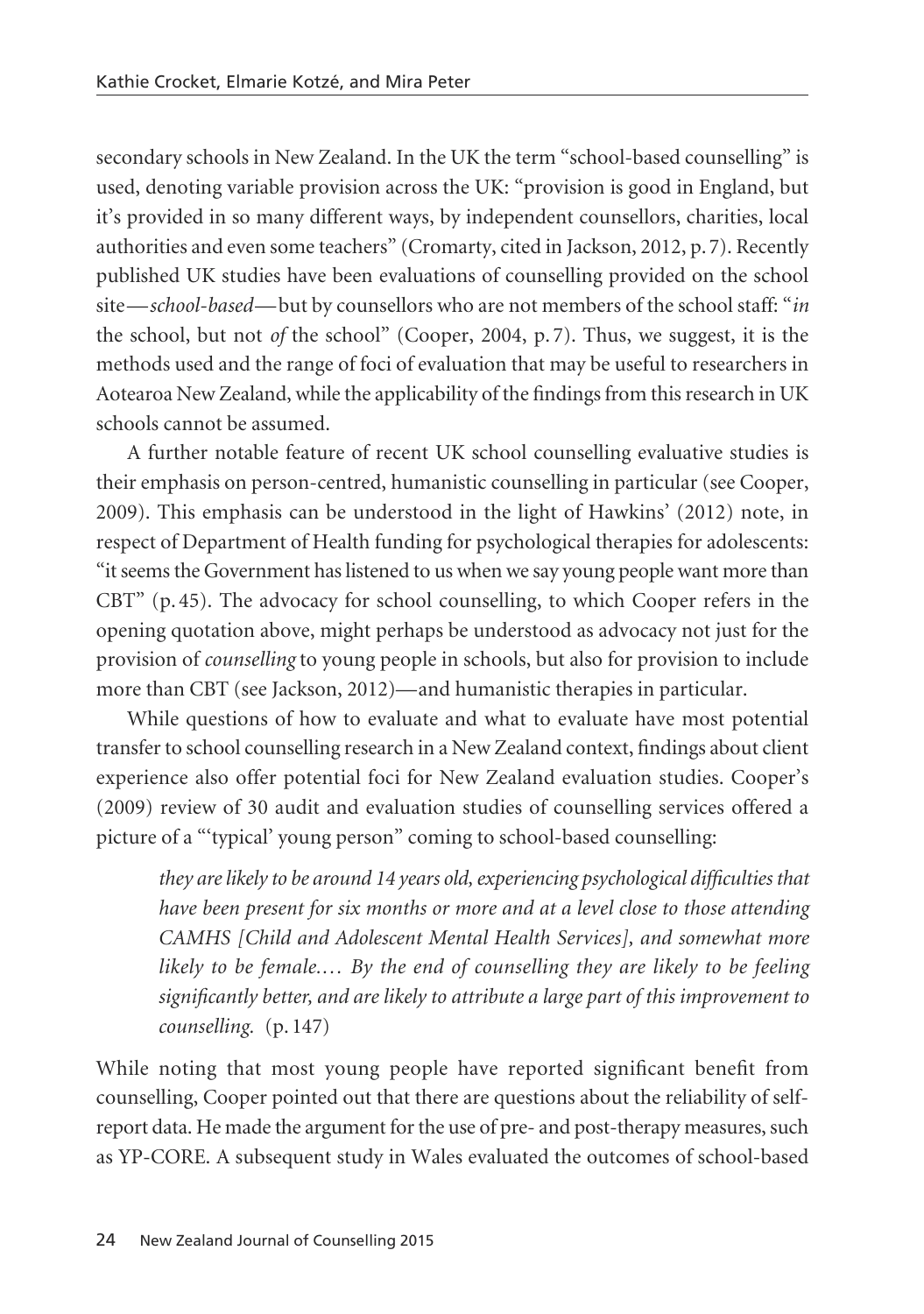secondary schools in New Zealand. In the UK the term "school-based counselling" is used, denoting variable provision across the UK: "provision is good in England, but it's provided in so many different ways, by independent counsellors, charities, local authorities and even some teachers" (Cromarty, cited in Jackson, 2012, p. 7). Recently published UK studies have been evaluations of counselling provided on the school site—*school-based*—but by counsellors who are not members of the school staff: "*in* the school, but not *of* the school" (Cooper, 2004, p. 7). Thus, we suggest, it is the methods used and the range of foci of evaluation that may be useful to researchers in Aotearoa New Zealand, while the applicability of the findings from this research in UK schools cannot be assumed.

A further notable feature of recent UK school counselling evaluative studies is their emphasis on person-centred, humanistic counselling in particular (see Cooper, 2009). This emphasis can be understood in the light of Hawkins' (2012) note, in respect of Department of Health funding for psychological therapies for adolescents: "it seems the Government has listened to us when we say young people want more than CBT" (p. 45). The advocacy for school counselling, to which Cooper refers in the opening quotation above, might perhaps be understood as advocacy not just for the provision of *counselling* to young people in schools, but also for provision to include more than CBT (see Jackson, 2012)—and humanistic therapies in particular.

While questions of how to evaluate and what to evaluate have most potential transfer to school counselling research in a New Zealand context, findings about client experience also offer potential foci for New Zealand evaluation studies. Cooper's (2009) review of 30 audit and evaluation studies of counselling services offered a picture of a "'typical' young person" coming to school-based counselling:

> *they are likely to be around 14 years old, experiencing psychological difficulties that have been present for six months or more and at a level close to those attending CAMHS [Child and Adolescent Mental Health Services], and somewhat more likely to be female.… By the end of counselling they are likely to be feeling significantly better, and are likely to attribute a large part of this improvement to counselling.* (p. 147)

While noting that most young people have reported significant benefit from counselling, Cooper pointed out that there are questions about the reliability of self-report data. He made the argument for the use of pre- and post-therapy measures, such as YP-CORE. A subsequent study in Wales evaluated the outcomes of school-based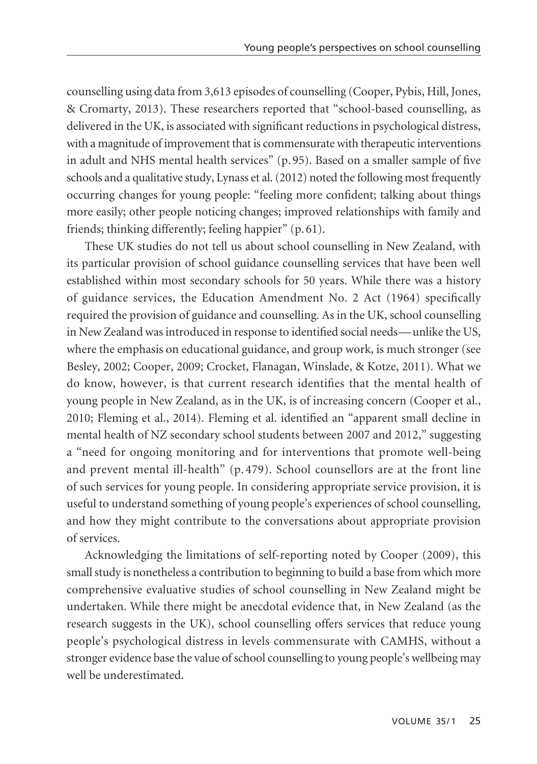counselling using data from 3,613 episodes of counselling (Cooper, Pybis, Hill, Jones, & Cromarty, 2013). These researchers reported that "school-based counselling, as delivered in the UK, is associated with significant reductions in psychological distress, with a magnitude of improvement that is commensurate with therapeutic interventions in adult and NHS mental health services" (p. 95). Based on a smaller sample of five schools and a qualitative study, Lynass et al. (2012) noted the following most frequently occurring changes for young people: "feeling more confident; talking about things more easily; other people noticing changes; improved relationships with family and friends; thinking differently; feeling happier" (p. 61).

These UK studies do not tell us about school counselling in New Zealand, with its particular provision of school guidance counselling services that have been well established within most secondary schools for 50 years. While there was a history of guidance services, the Education Amendment No. 2 Act (1964) specifically required the provision of guidance and counselling. As in the UK, school counselling in New Zealand was introduced in response to identified social needs—unlike the US, where the emphasis on educational guidance, and group work, is much stronger (see Besley, 2002; Cooper, 2009; Crocket, Flanagan, Winslade, & Kotze, 2011). What we do know, however, is that current research identifies that the mental health of young people in New Zealand, as in the UK, is of increasing concern (Cooper et al., 2010; Fleming et al., 2014). Fleming et al. identified an "apparent small decline in mental health of NZ secondary school students between 2007 and 2012," suggesting a "need for ongoing monitoring and for interventions that promote well-being and prevent mental ill-health" (p. 479). School counsellors are at the front line of such services for young people. In considering appropriate service provision, it is useful to understand something of young people's experiences of school counselling, and how they might contribute to the conversations about appropriate provision of services.

Acknowledging the limitations of self-reporting noted by Cooper (2009), this small study is nonetheless a contribution to beginning to build a base from which more comprehensive evaluative studies of school counselling in New Zealand might be undertaken. While there might be anecdotal evidence that, in New Zealand (as the research suggests in the UK), school counselling offers services that reduce young people's psychological distress in levels commensurate with CAMHS, without a stronger evidence base the value of school counselling to young people's wellbeing may well be underestimated.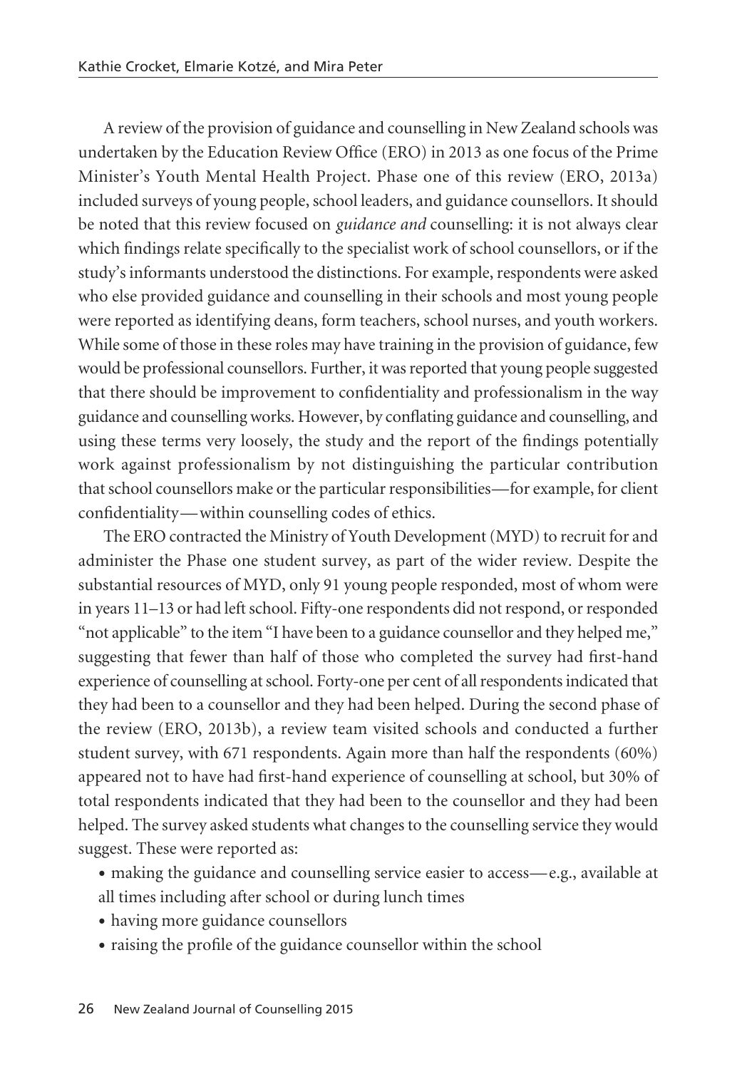A review of the provision of guidance and counselling in New Zealand schools was undertaken by the Education Review Office (ERO) in 2013 as one focus of the Prime Minister's Youth Mental Health Project. Phase one of this review (ERO, 2013a) included surveys of young people, school leaders, and guidance counsellors. It should be noted that this review focused on *guidance and* counselling: it is not always clear which findings relate specifically to the specialist work of school counsellors, or if the study's informants understood the distinctions. For example, respondents were asked who else provided guidance and counselling in their schools and most young people were reported as identifying deans, form teachers, school nurses, and youth workers. While some of those in these roles may have training in the provision of guidance, few would be professional counsellors. Further, it was reported that young people suggested that there should be improvement to confidentiality and professionalism in the way guidance and counselling works. However, by conflating guidance and counselling, and using these terms very loosely, the study and the report of the findings potentially work against professionalism by not distinguishing the particular contribution that school counsellors make or the particular responsibilities—for example, for client confidentiality—within counselling codes of ethics.

The ERO contracted the Ministry of Youth Development (MYD) to recruit for and administer the Phase one student survey, as part of the wider review. Despite the substantial resources of MYD, only 91 young people responded, most of whom were in years 11–13 or had left school. Fifty-one respondents did not respond, or responded "not applicable" to the item "I have been to a guidance counsellor and they helped me," suggesting that fewer than half of those who completed the survey had first-hand experience of counselling at school. Forty-one per cent of all respondents indicated that they had been to a counsellor and they had been helped. During the second phase of the review (ERO, 2013b), a review team visited schools and conducted a further student survey, with 671 respondents. Again more than half the respondents (60%) appeared not to have had first-hand experience of counselling at school, but 30% of total respondents indicated that they had been to the counsellor and they had been helped. The survey asked students what changes to the counselling service they would suggest. These were reported as:

- making the guidance and counselling service easier to access—e.g., available at all times including after school or during lunch times
- having more guidance counsellors
- raising the profile of the guidance counsellor within the school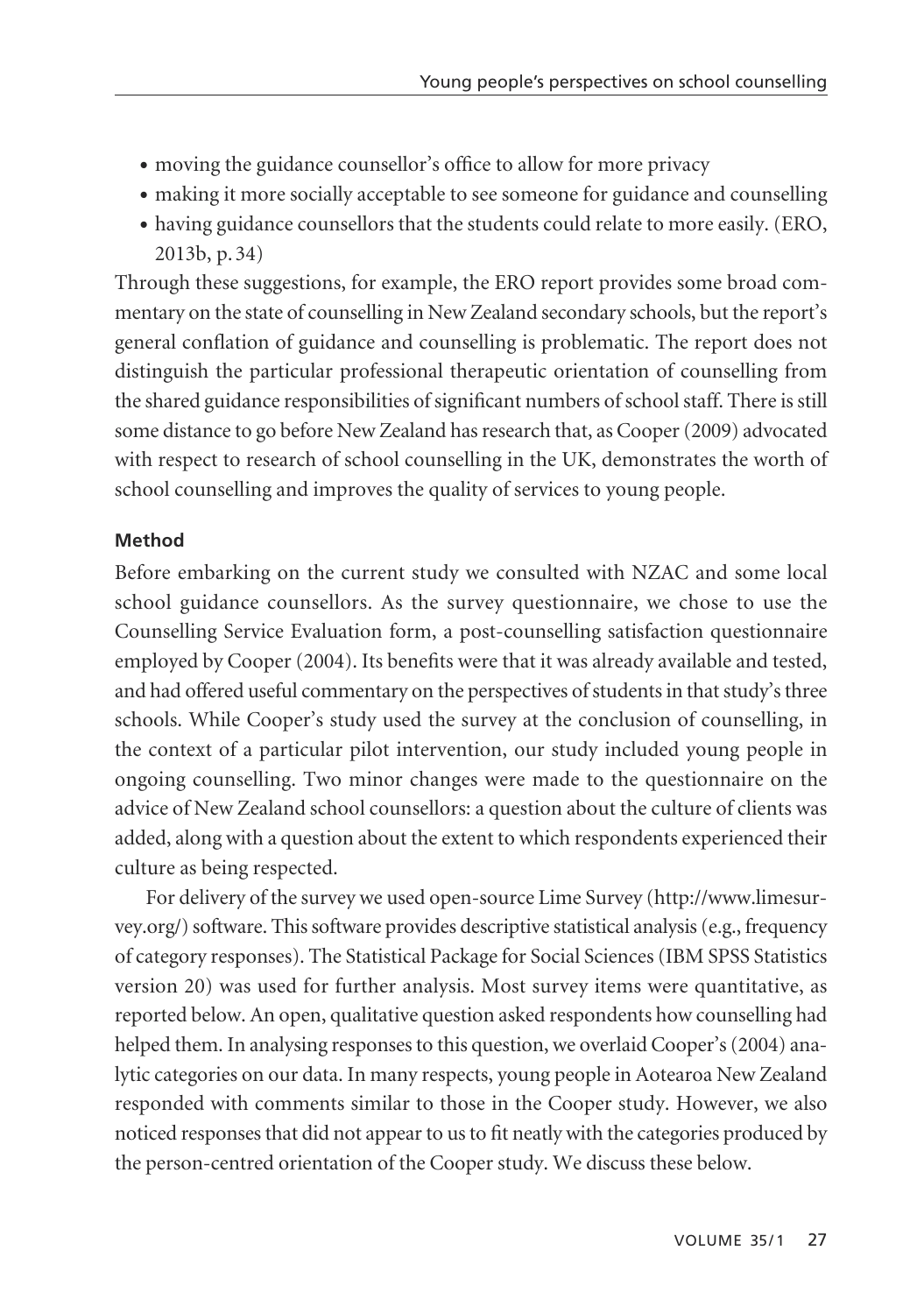- moving the guidance counsellor's office to allow for more privacy
- making it more socially acceptable to see someone for guidance and counselling
- having guidance counsellors that the students could relate to more easily. (ERO, 2013b, p. 34)

Through these suggestions, for example, the ERO report provides some broad commentary on the state of counselling in New Zealand secondary schools, but the report's general conflation of guidance and counselling is problematic. The report does not distinguish the particular professional therapeutic orientation of counselling from the shared guidance responsibilities of significant numbers of school staff. There is still some distance to go before New Zealand has research that, as Cooper (2009) advocated with respect to research of school counselling in the UK, demonstrates the worth of school counselling and improves the quality of services to young people.

**Method**

Before embarking on the current study we consulted with NZAC and some local school guidance counsellors. As the survey questionnaire, we chose to use the Counselling Service Evaluation form, a post-counselling satisfaction questionnaire employed by Cooper (2004). Its benefits were that it was already available and tested, and had offered useful commentary on the perspectives of students in that study's three schools. While Cooper's study used the survey at the conclusion of counselling, in the context of a particular pilot intervention, our study included young people in ongoing counselling. Two minor changes were made to the questionnaire on the advice of New Zealand school counsellors: a question about the culture of clients was added, along with a question about the extent to which respondents experienced their culture as being respected.

For delivery of the survey we used open-source Lime Survey (http://www.limesurvey.org/) software. This software provides descriptive statistical analysis (e.g., frequency of category responses). The Statistical Package for Social Sciences (IBM SPSS Statistics version 20) was used for further analysis. Most survey items were quantitative, as reported below. An open, qualitative question asked respondents how counselling had helped them. In analysing responses to this question, we overlaid Cooper's (2004) analytic categories on our data. In many respects, young people in Aotearoa New Zealand responded with comments similar to those in the Cooper study. However, we also noticed responses that did not appear to us to fit neatly with the categories produced by the person-centred orientation of the Cooper study. We discuss these below.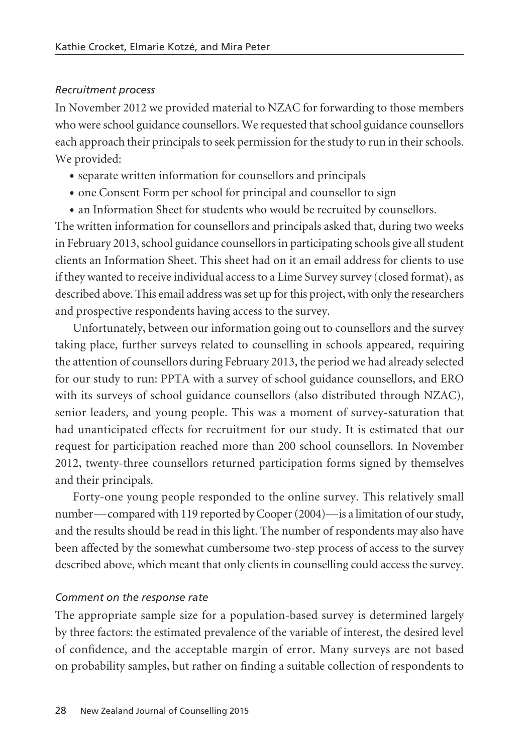*Recruitment process*

In November 2012 we provided material to NZAC for forwarding to those members who were school guidance counsellors. We requested that school guidance counsellors each approach their principals to seek permission for the study to run in their schools. We provided:

- separate written information for counsellors and principals
- one Consent Form per school for principal and counsellor to sign
- an Information Sheet for students who would be recruited by counsellors.

The written information for counsellors and principals asked that, during two weeks in February 2013, school guidance counsellors in participating schools give all student clients an Information Sheet. This sheet had on it an email address for clients to use if they wanted to receive individual access to a Lime Survey survey (closed format), as described above. This email address was set up for this project, with only the researchers and prospective respondents having access to the survey.

Unfortunately, between our information going out to counsellors and the survey taking place, further surveys related to counselling in schools appeared, requiring the attention of counsellors during February 2013, the period we had already selected for our study to run: PPTA with a survey of school guidance counsellors, and ERO with its surveys of school guidance counsellors (also distributed through NZAC), senior leaders, and young people. This was a moment of survey-saturation that had unanticipated effects for recruitment for our study. It is estimated that our request for participation reached more than 200 school counsellors. In November 2012, twenty-three counsellors returned participation forms signed by themselves and their principals.

Forty-one young people responded to the online survey. This relatively small number—compared with 119 reported by Cooper (2004)—is a limitation of our study, and the results should be read in this light. The number of respondents may also have been affected by the somewhat cumbersome two-step process of access to the survey described above, which meant that only clients in counselling could access the survey.

*Comment on the response rate*

The appropriate sample size for a population-based survey is determined largely by three factors: the estimated prevalence of the variable of interest, the desired level of confidence, and the acceptable margin of error. Many surveys are not based on probability samples, but rather on finding a suitable collection of respondents to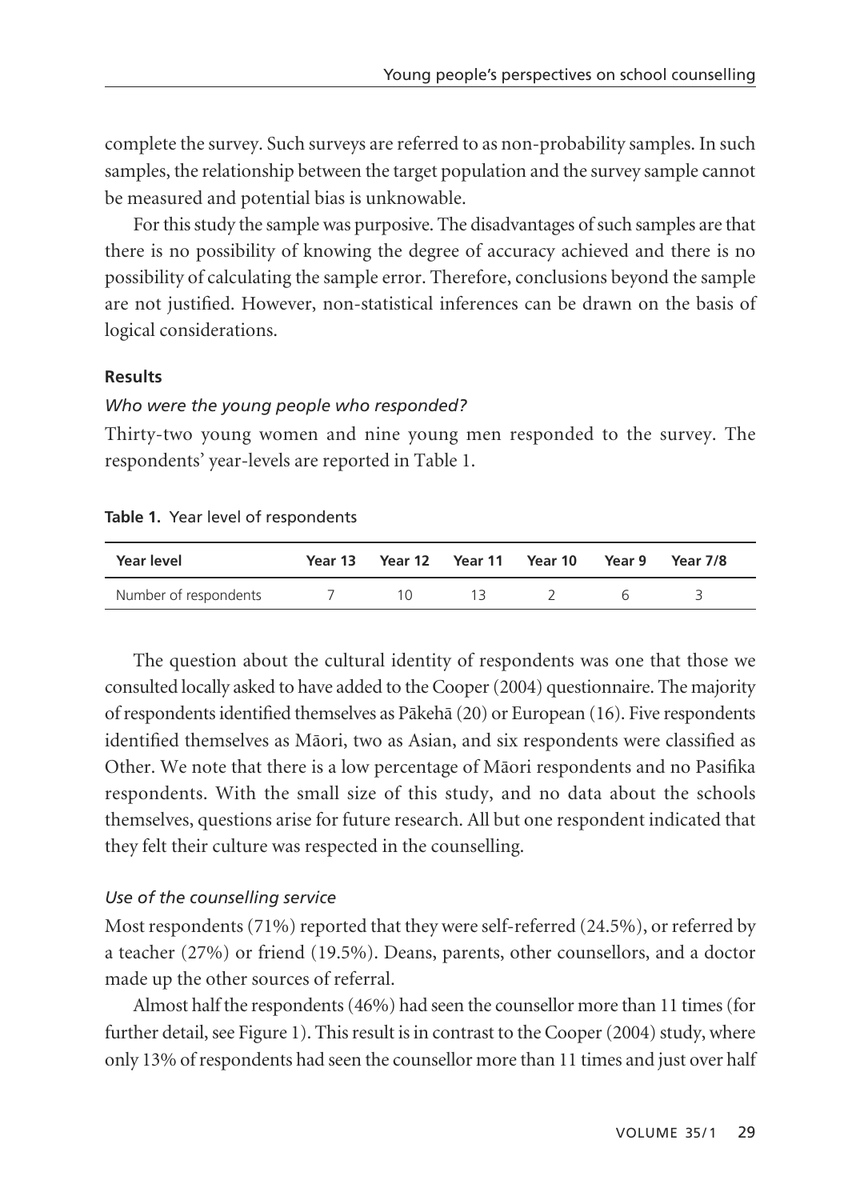complete the survey. Such surveys are referred to as non-probability samples. In such samples, the relationship between the target population and the survey sample cannot be measured and potential bias is unknowable.

For this study the sample was purposive. The disadvantages of such samples are that there is no possibility of knowing the degree of accuracy achieved and there is no possibility of calculating the sample error. Therefore, conclusions beyond the sample are not justified. However, non-statistical inferences can be drawn on the basis of logical considerations.

## Results

### *Who were the young people who responded?*

Thirty-two young women and nine young men responded to the survey. The respondents' year-levels are reported in Table 1.

**Table 1.** Year level of respondents

| Year level | Year 13 | Year 12 | Year 11 | Year 10 | Year 9 | Year 7/8 |
|---|---|---|---|---|---|---|
| Number of respondents | 7 | 10 | 13 | 2 | 6 | 3 |

The question about the cultural identity of respondents was one that those we consulted locally asked to have added to the Cooper (2004) questionnaire. The majority of respondents identified themselves as Pākehā (20) or European (16). Five respondents identified themselves as Māori, two as Asian, and six respondents were classified as Other. We note that there is a low percentage of Māori respondents and no Pasifika respondents. With the small size of this study, and no data about the schools themselves, questions arise for future research. All but one respondent indicated that they felt their culture was respected in the counselling.

### *Use of the counselling service*

Most respondents (71%) reported that they were self-referred (24.5%), or referred by a teacher (27%) or friend (19.5%). Deans, parents, other counsellors, and a doctor made up the other sources of referral.

Almost half the respondents (46%) had seen the counsellor more than 11 times (for further detail, see Figure 1). This result is in contrast to the Cooper (2004) study, where only 13% of respondents had seen the counsellor more than 11 times and just over half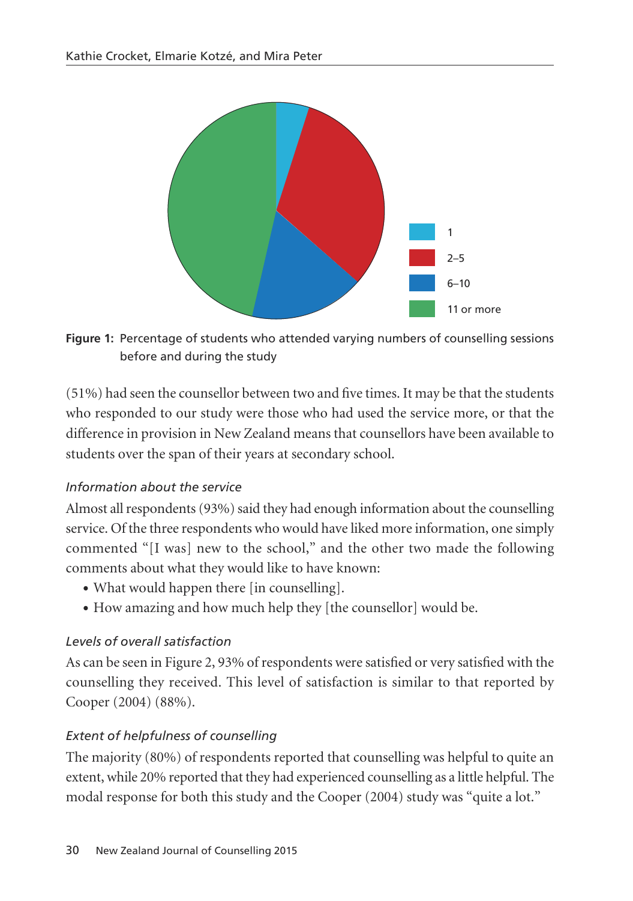Figure 1: Percentage of students who attended varying numbers of counselling sessions before and during the study

(51%) had seen the counsellor between two and five times. It may be that the students who responded to our study were those who had used the service more, or that the difference in provision in New Zealand means that counsellors have been available to students over the span of their years at secondary school.

### *Information about the service*

Almost all respondents (93%) said they had enough information about the counselling service. Of the three respondents who would have liked more information, one simply commented "[I was] new to the school," and the other two made the following comments about what they would like to have known:

- What would happen there [in counselling].
- How amazing and how much help they [the counsellor] would be.

### *Levels of overall satisfaction*

As can be seen in Figure 2, 93% of respondents were satisfied or very satisfied with the counselling they received. This level of satisfaction is similar to that reported by Cooper (2004) (88%).

### *Extent of helpfulness of counselling*

The majority (80%) of respondents reported that counselling was helpful to quite an extent, while 20% reported that they had experienced counselling as a little helpful. The modal response for both this study and the Cooper (2004) study was "quite a lot."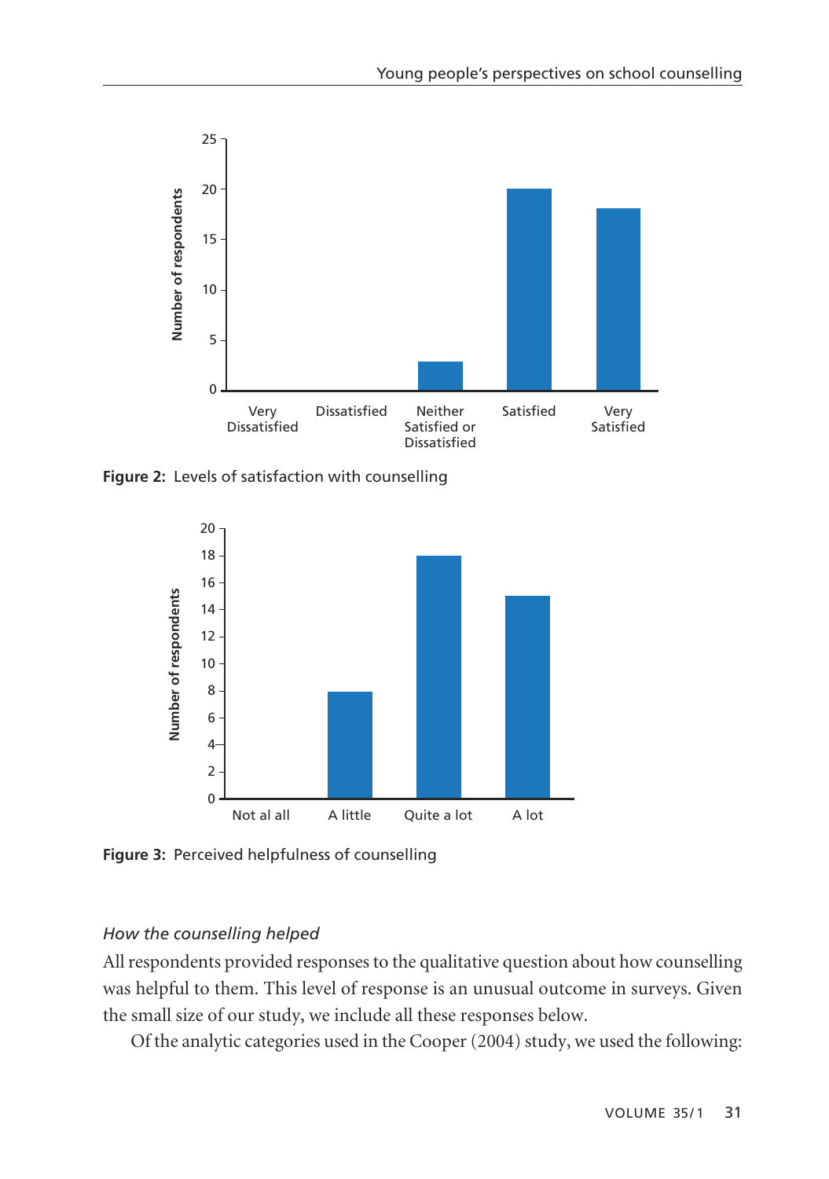Figure 2: Levels of satisfaction with counselling

Figure 3: Perceived helpfulness of counselling

*How the counselling helped*

All respondents provided responses to the qualitative question about how counselling was helpful to them. This level of response is an unusual outcome in surveys. Given the small size of our study, we include all these responses below.

Of the analytic categories used in the Cooper (2004) study, we used the following: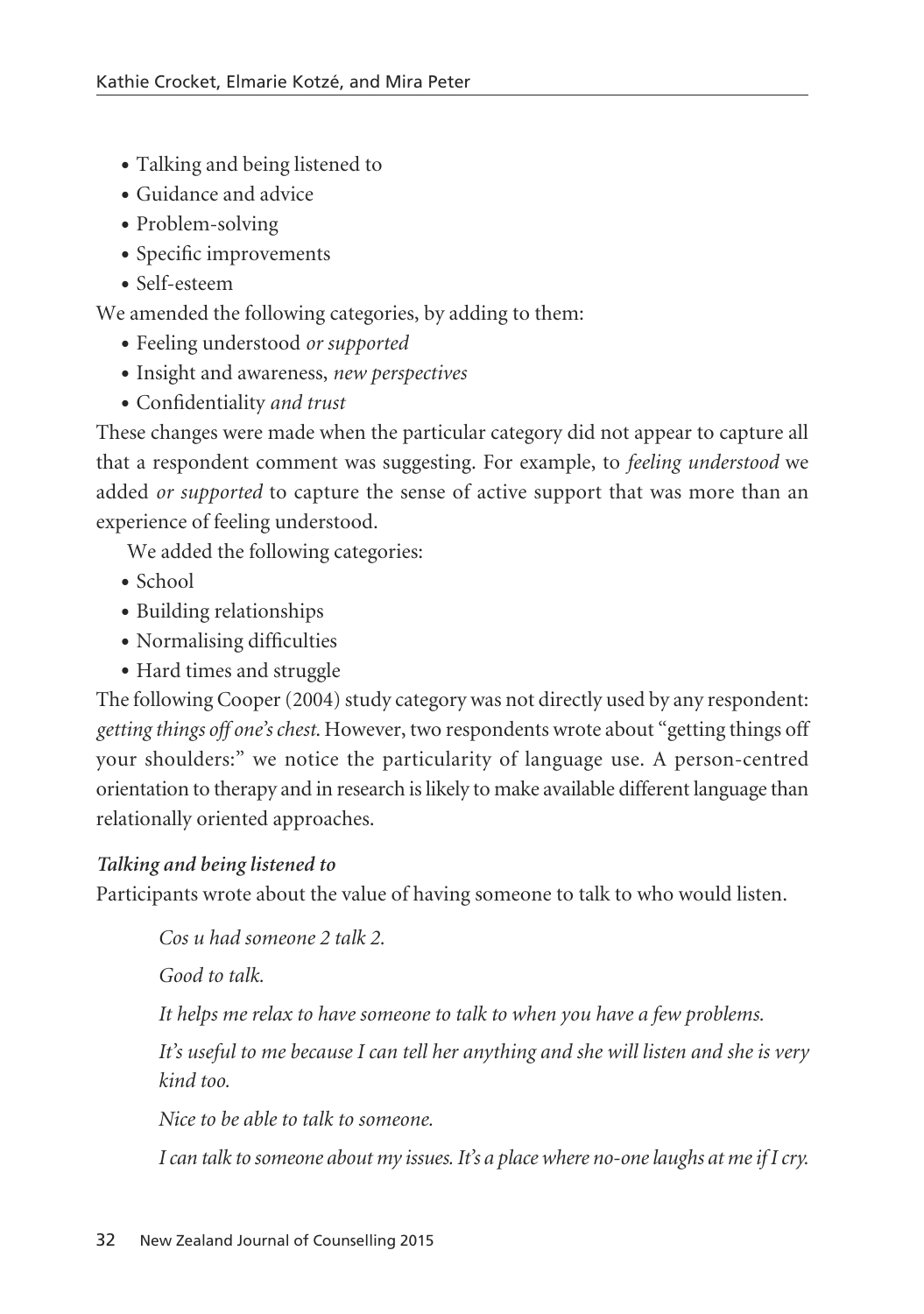- Talking and being listened to
- Guidance and advice
- Problem-solving
- Specific improvements
- Self-esteem

We amended the following categories, by adding to them:

- Feeling understood *or supported*
- Insight and awareness, *new perspectives*
- Confidentiality *and trust*

These changes were made when the particular category did not appear to capture all that a respondent comment was suggesting. For example, to *feeling understood* we added *or supported* to capture the sense of active support that was more than an experience of feeling understood.

We added the following categories:

- School
- Building relationships
- Normalising difficulties
- Hard times and struggle

The following Cooper (2004) study category was not directly used by any respondent: *getting things off one's chest.* However, two respondents wrote about "getting things off your shoulders:" we notice the particularity of language use. A person-centred orientation to therapy and in research is likely to make available different language than relationally oriented approaches.

***Talking and being listened to***

Participants wrote about the value of having someone to talk to who would listen.

> *Cos u had someone 2 talk 2.*
>
> *Good to talk.*
>
> *It helps me relax to have someone to talk to when you have a few problems.*
>
> *It's useful to me because I can tell her anything and she will listen and she is very kind too.*
>
> *Nice to be able to talk to someone.*
>
> *I can talk to someone about my issues. It's a place where no-one laughs at me if I cry.*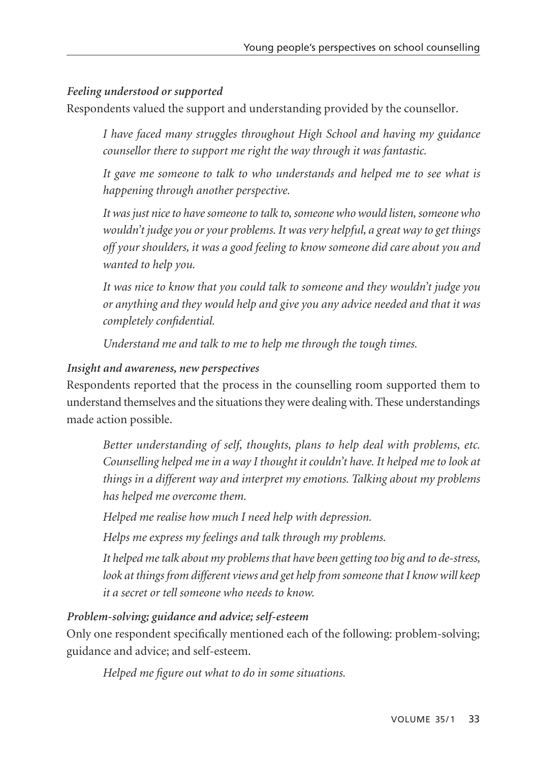***Feeling understood or supported***

Respondents valued the support and understanding provided by the counsellor.

> *I have faced many struggles throughout High School and having my guidance counsellor there to support me right the way through it was fantastic.*
>
> *It gave me someone to talk to who understands and helped me to see what is happening through another perspective.*
>
> *It was just nice to have someone to talk to, someone who would listen, someone who wouldn't judge you or your problems. It was very helpful, a great way to get things off your shoulders, it was a good feeling to know someone did care about you and wanted to help you.*
>
> *It was nice to know that you could talk to someone and they wouldn't judge you or anything and they would help and give you any advice needed and that it was completely confidential.*
>
> *Understand me and talk to me to help me through the tough times.*

***Insight and awareness, new perspectives***

Respondents reported that the process in the counselling room supported them to understand themselves and the situations they were dealing with. These understandings made action possible.

> *Better understanding of self, thoughts, plans to help deal with problems, etc. Counselling helped me in a way I thought it couldn't have. It helped me to look at things in a different way and interpret my emotions. Talking about my problems has helped me overcome them.*
>
> *Helped me realise how much I need help with depression.*
>
> *Helps me express my feelings and talk through my problems.*
>
> *It helped me talk about my problems that have been getting too big and to de-stress, look at things from different views and get help from someone that I know will keep it a secret or tell someone who needs to know.*

***Problem-solving; guidance and advice; self-esteem***

Only one respondent specifically mentioned each of the following: problem-solving; guidance and advice; and self-esteem.

> *Helped me figure out what to do in some situations.*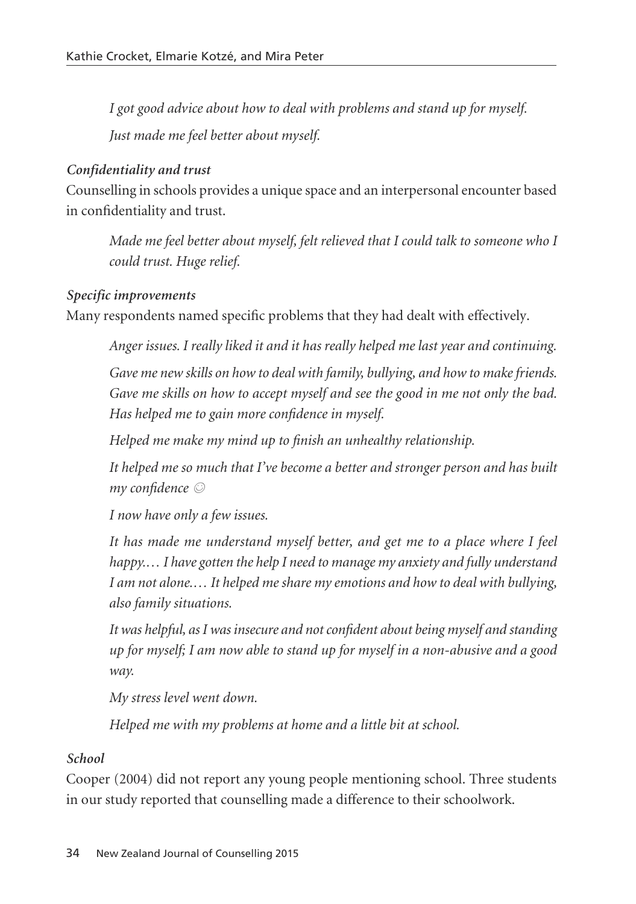*I got good advice about how to deal with problems and stand up for myself.*

*Just made me feel better about myself.*

### *Confidentiality and trust*

Counselling in schools provides a unique space and an interpersonal encounter based in confidentiality and trust.

> *Made me feel better about myself, felt relieved that I could talk to someone who I could trust. Huge relief.*

### *Specific improvements*

Many respondents named specific problems that they had dealt with effectively.

> *Anger issues. I really liked it and it has really helped me last year and continuing.*
>
> *Gave me new skills on how to deal with family, bullying, and how to make friends. Gave me skills on how to accept myself and see the good in me not only the bad. Has helped me to gain more confidence in myself.*
>
> *Helped me make my mind up to finish an unhealthy relationship.*
>
> *It helped me so much that I've become a better and stronger person and has built my confidence ☺*
>
> *I now have only a few issues.*
>
> *It has made me understand myself better, and get me to a place where I feel happy.… I have gotten the help I need to manage my anxiety and fully understand I am not alone.… It helped me share my emotions and how to deal with bullying, also family situations.*
>
> *It was helpful, as I was insecure and not confident about being myself and standing up for myself; I am now able to stand up for myself in a non-abusive and a good way.*
>
> *My stress level went down.*
>
> *Helped me with my problems at home and a little bit at school.*

### *School*

Cooper (2004) did not report any young people mentioning school. Three students in our study reported that counselling made a difference to their schoolwork.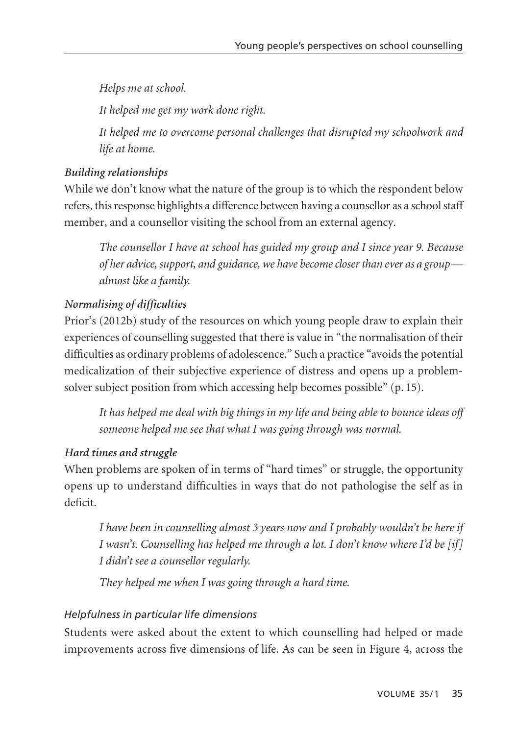*Helps me at school.*

*It helped me get my work done right.*

*It helped me to overcome personal challenges that disrupted my schoolwork and life at home.*

***Building relationships***

While we don't know what the nature of the group is to which the respondent below refers, this response highlights a difference between having a counsellor as a school staff member, and a counsellor visiting the school from an external agency.

> *The counsellor I have at school has guided my group and I since year 9. Because of her advice, support, and guidance, we have become closer than ever as a group—almost like a family.*

***Normalising of difficulties***

Prior's (2012b) study of the resources on which young people draw to explain their experiences of counselling suggested that there is value in "the normalisation of their difficulties as ordinary problems of adolescence." Such a practice "avoids the potential medicalization of their subjective experience of distress and opens up a problem-solver subject position from which accessing help becomes possible" (p. 15).

> *It has helped me deal with big things in my life and being able to bounce ideas off someone helped me see that what I was going through was normal.*

***Hard times and struggle***

When problems are spoken of in terms of "hard times" or struggle, the opportunity opens up to understand difficulties in ways that do not pathologise the self as in deficit.

> *I have been in counselling almost 3 years now and I probably wouldn't be here if I wasn't. Counselling has helped me through a lot. I don't know where I'd be [if] I didn't see a counsellor regularly.*
>
> *They helped me when I was going through a hard time.*

*Helpfulness in particular life dimensions*

Students were asked about the extent to which counselling had helped or made improvements across five dimensions of life. As can be seen in Figure 4, across the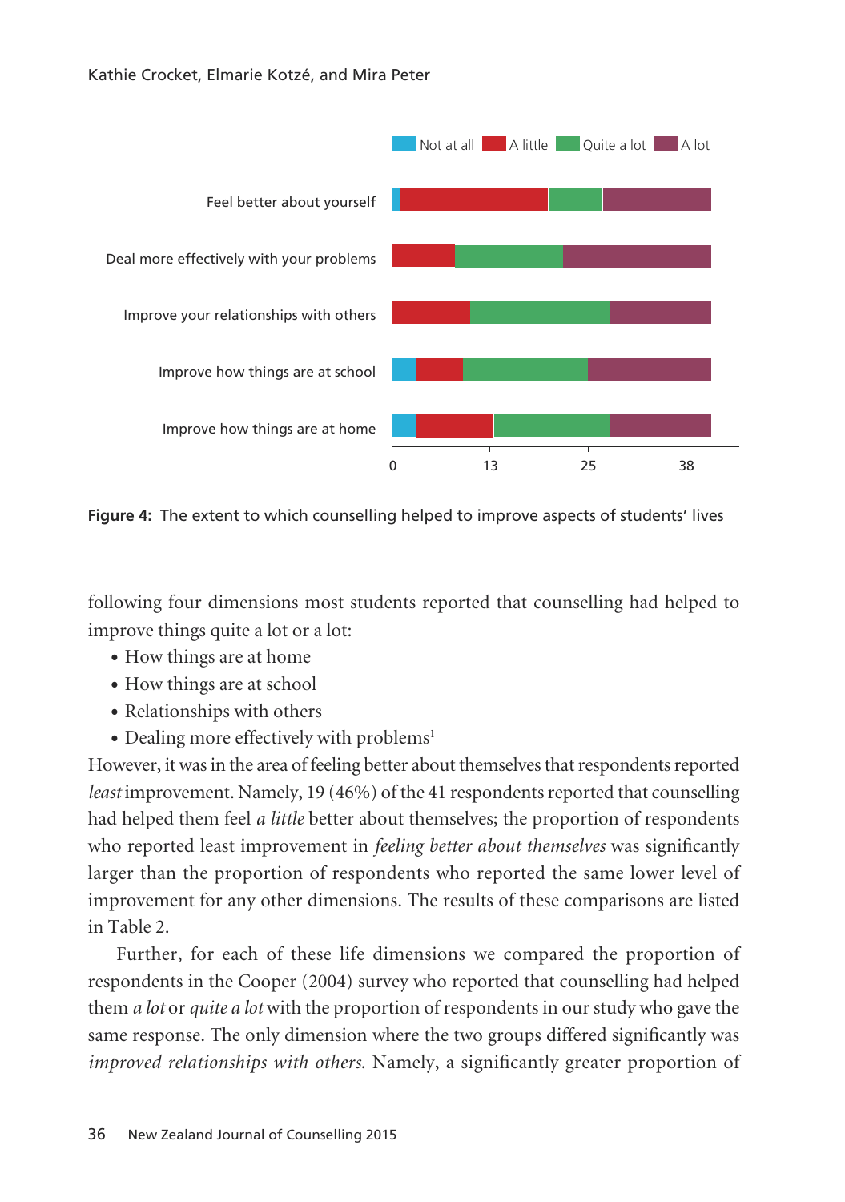**Figure 4:** The extent to which counselling helped to improve aspects of students' lives

following four dimensions most students reported that counselling had helped to improve things quite a lot or a lot:

- How things are at home
- How things are at school
- Relationships with others
- Dealing more effectively with problems[1]

However, it was in the area of feeling better about themselves that respondents reported *least* improvement. Namely, 19 (46%) of the 41 respondents reported that counselling had helped them feel *a little* better about themselves; the proportion of respondents who reported least improvement in *feeling better about themselves* was significantly larger than the proportion of respondents who reported the same lower level of improvement for any other dimensions. The results of these comparisons are listed in Table 2.

Further, for each of these life dimensions we compared the proportion of respondents in the Cooper (2004) survey who reported that counselling had helped them *a lot* or *quite a lot* with the proportion of respondents in our study who gave the same response. The only dimension where the two groups differed significantly was *improved relationships with others*. Namely, a significantly greater proportion of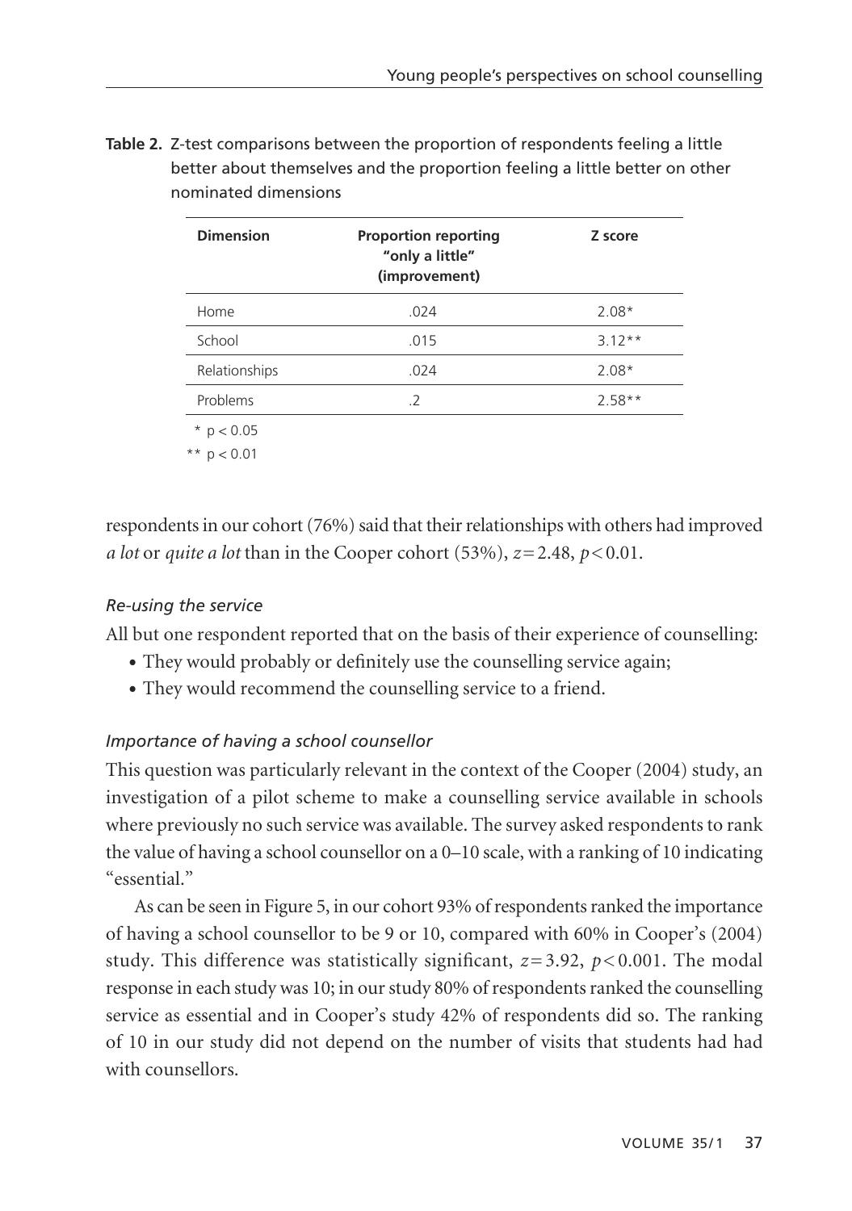**Table 2.** Z-test comparisons between the proportion of respondents feeling a little better about themselves and the proportion feeling a little better on other nominated dimensions

| Dimension | Proportion reporting "only a little" (improvement) | Z score |
|---|---|---|
| Home | .024 | 2.08* |
| School | .015 | 3.12** |
| Relationships | .024 | 2.08* |
| Problems | .2 | 2.58** |

\* $p < 0.05$

\*\* $p < 0.01$

respondents in our cohort (76%) said that their relationships with others had improved *a lot* or *quite a lot* than in the Cooper cohort (53%), $z = 2.48$, $p < 0.01$.

*Re-using the service*

All but one respondent reported that on the basis of their experience of counselling:

- They would probably or definitely use the counselling service again;
- They would recommend the counselling service to a friend.

*Importance of having a school counsellor*

This question was particularly relevant in the context of the Cooper (2004) study, an investigation of a pilot scheme to make a counselling service available in schools where previously no such service was available. The survey asked respondents to rank the value of having a school counsellor on a 0–10 scale, with a ranking of 10 indicating "essential."

As can be seen in Figure 5, in our cohort 93% of respondents ranked the importance of having a school counsellor to be 9 or 10, compared with 60% in Cooper's (2004) study. This difference was statistically significant, $z = 3.92$, $p < 0.001$. The modal response in each study was 10; in our study 80% of respondents ranked the counselling service as essential and in Cooper's study 42% of respondents did so. The ranking of 10 in our study did not depend on the number of visits that students had had with counsellors.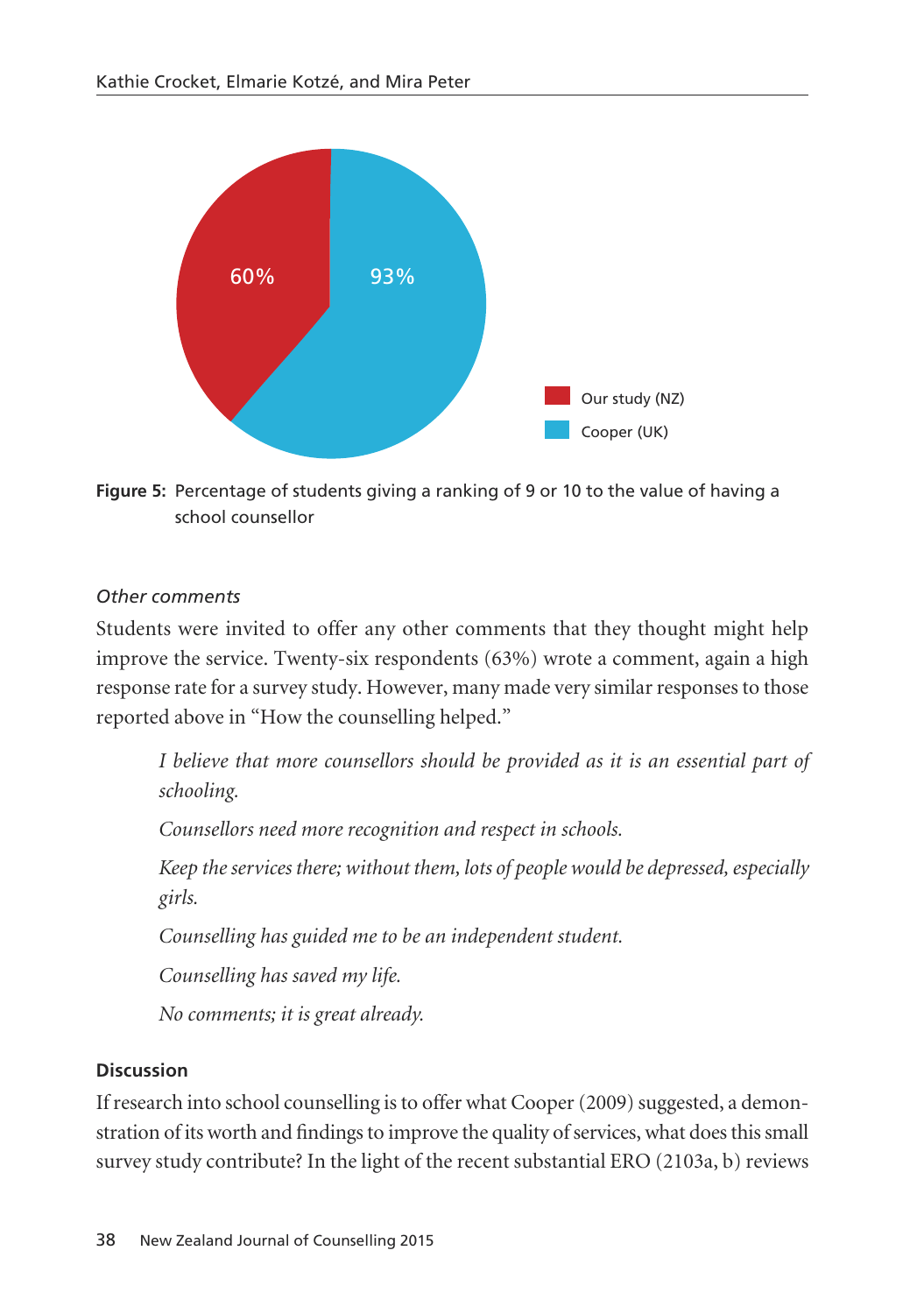Figure 5: Percentage of students giving a ranking of 9 or 10 to the value of having a school counsellor

*Other comments*

Students were invited to offer any other comments that they thought might help improve the service. Twenty-six respondents (63%) wrote a comment, again a high response rate for a survey study. However, many made very similar responses to those reported above in "How the counselling helped."

> *I believe that more counsellors should be provided as it is an essential part of schooling.*
>
> *Counsellors need more recognition and respect in schools.*
>
> *Keep the services there; without them, lots of people would be depressed, especially girls.*
>
> *Counselling has guided me to be an independent student.*
>
> *Counselling has saved my life.*
>
> *No comments; it is great already.*

**Discussion**

If research into school counselling is to offer what Cooper (2009) suggested, a demonstration of its worth and findings to improve the quality of services, what does this small survey study contribute? In the light of the recent substantial ERO (2103a, b) reviews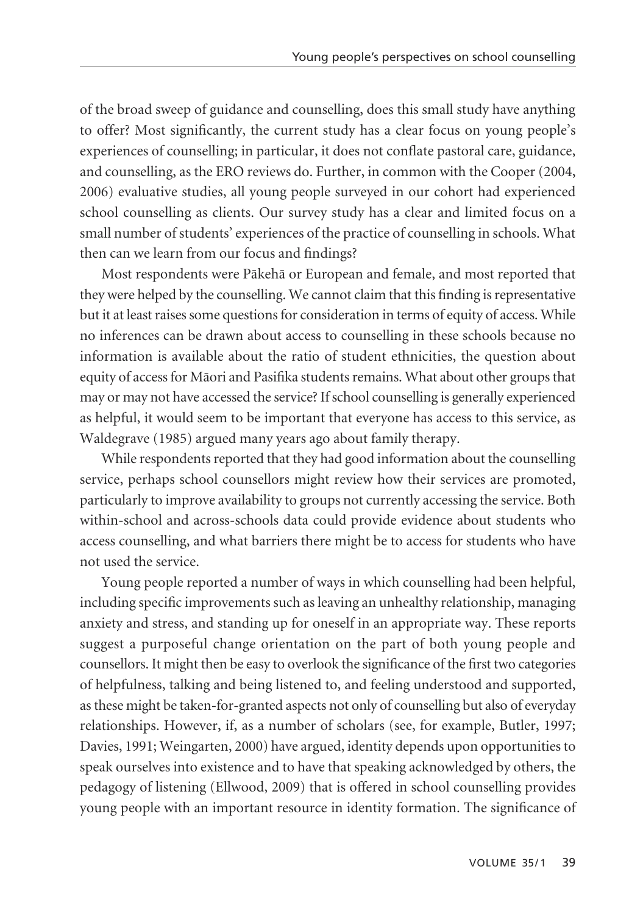of the broad sweep of guidance and counselling, does this small study have anything to offer? Most significantly, the current study has a clear focus on young people's experiences of counselling; in particular, it does not conflate pastoral care, guidance, and counselling, as the ERO reviews do. Further, in common with the Cooper (2004, 2006) evaluative studies, all young people surveyed in our cohort had experienced school counselling as clients. Our survey study has a clear and limited focus on a small number of students' experiences of the practice of counselling in schools. What then can we learn from our focus and findings?

Most respondents were Pākehā or European and female, and most reported that they were helped by the counselling. We cannot claim that this finding is representative but it at least raises some questions for consideration in terms of equity of access. While no inferences can be drawn about access to counselling in these schools because no information is available about the ratio of student ethnicities, the question about equity of access for Māori and Pasifika students remains. What about other groups that may or may not have accessed the service? If school counselling is generally experienced as helpful, it would seem to be important that everyone has access to this service, as Waldegrave (1985) argued many years ago about family therapy.

While respondents reported that they had good information about the counselling service, perhaps school counsellors might review how their services are promoted, particularly to improve availability to groups not currently accessing the service. Both within-school and across-schools data could provide evidence about students who access counselling, and what barriers there might be to access for students who have not used the service.

Young people reported a number of ways in which counselling had been helpful, including specific improvements such as leaving an unhealthy relationship, managing anxiety and stress, and standing up for oneself in an appropriate way. These reports suggest a purposeful change orientation on the part of both young people and counsellors. It might then be easy to overlook the significance of the first two categories of helpfulness, talking and being listened to, and feeling understood and supported, as these might be taken-for-granted aspects not only of counselling but also of everyday relationships. However, if, as a number of scholars (see, for example, Butler, 1997; Davies, 1991; Weingarten, 2000) have argued, identity depends upon opportunities to speak ourselves into existence and to have that speaking acknowledged by others, the pedagogy of listening (Ellwood, 2009) that is offered in school counselling provides young people with an important resource in identity formation. The significance of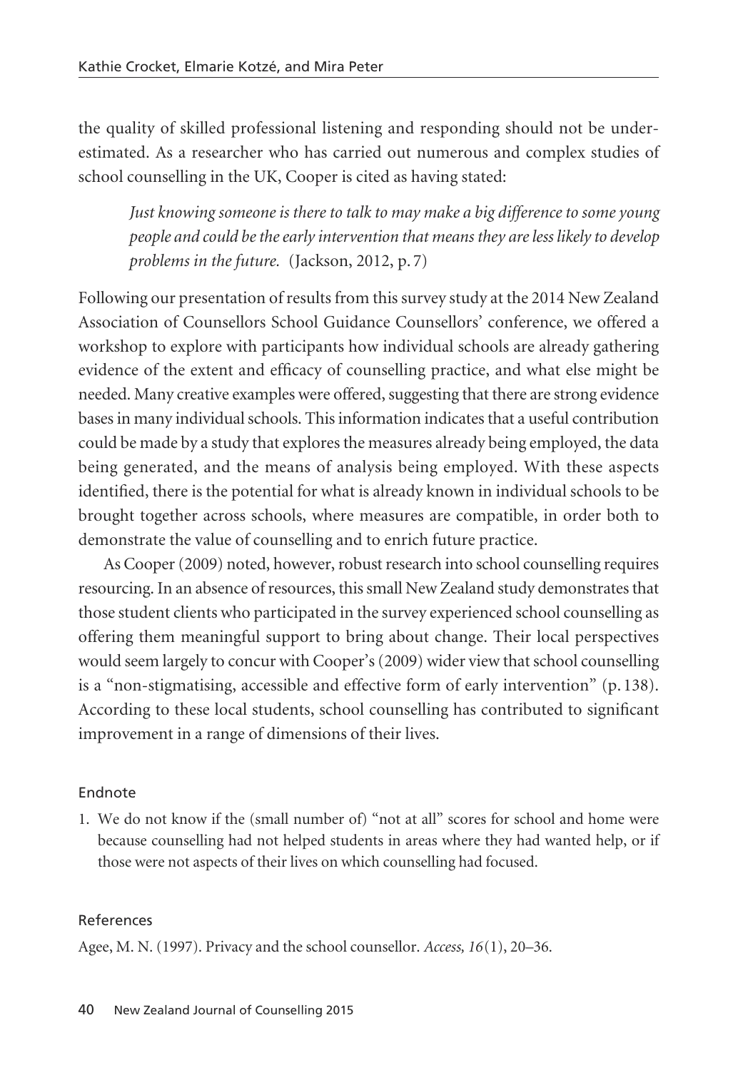the quality of skilled professional listening and responding should not be underestimated. As a researcher who has carried out numerous and complex studies of school counselling in the UK, Cooper is cited as having stated:

> *Just knowing someone is there to talk to may make a big difference to some young people and could be the early intervention that means they are less likely to develop problems in the future.* (Jackson, 2012, p. 7)

Following our presentation of results from this survey study at the 2014 New Zealand Association of Counsellors School Guidance Counsellors' conference, we offered a workshop to explore with participants how individual schools are already gathering evidence of the extent and efficacy of counselling practice, and what else might be needed. Many creative examples were offered, suggesting that there are strong evidence bases in many individual schools. This information indicates that a useful contribution could be made by a study that explores the measures already being employed, the data being generated, and the means of analysis being employed. With these aspects identified, there is the potential for what is already known in individual schools to be brought together across schools, where measures are compatible, in order both to demonstrate the value of counselling and to enrich future practice.

As Cooper (2009) noted, however, robust research into school counselling requires resourcing. In an absence of resources, this small New Zealand study demonstrates that those student clients who participated in the survey experienced school counselling as offering them meaningful support to bring about change. Their local perspectives would seem largely to concur with Cooper's (2009) wider view that school counselling is a "non-stigmatising, accessible and effective form of early intervention" (p. 138). According to these local students, school counselling has contributed to significant improvement in a range of dimensions of their lives.

### Endnote

1. We do not know if the (small number of) "not at all" scores for school and home were because counselling had not helped students in areas where they had wanted help, or if those were not aspects of their lives on which counselling had focused.

### References

Agee, M. N. (1997). Privacy and the school counsellor. *Access, 16*(1), 20–36.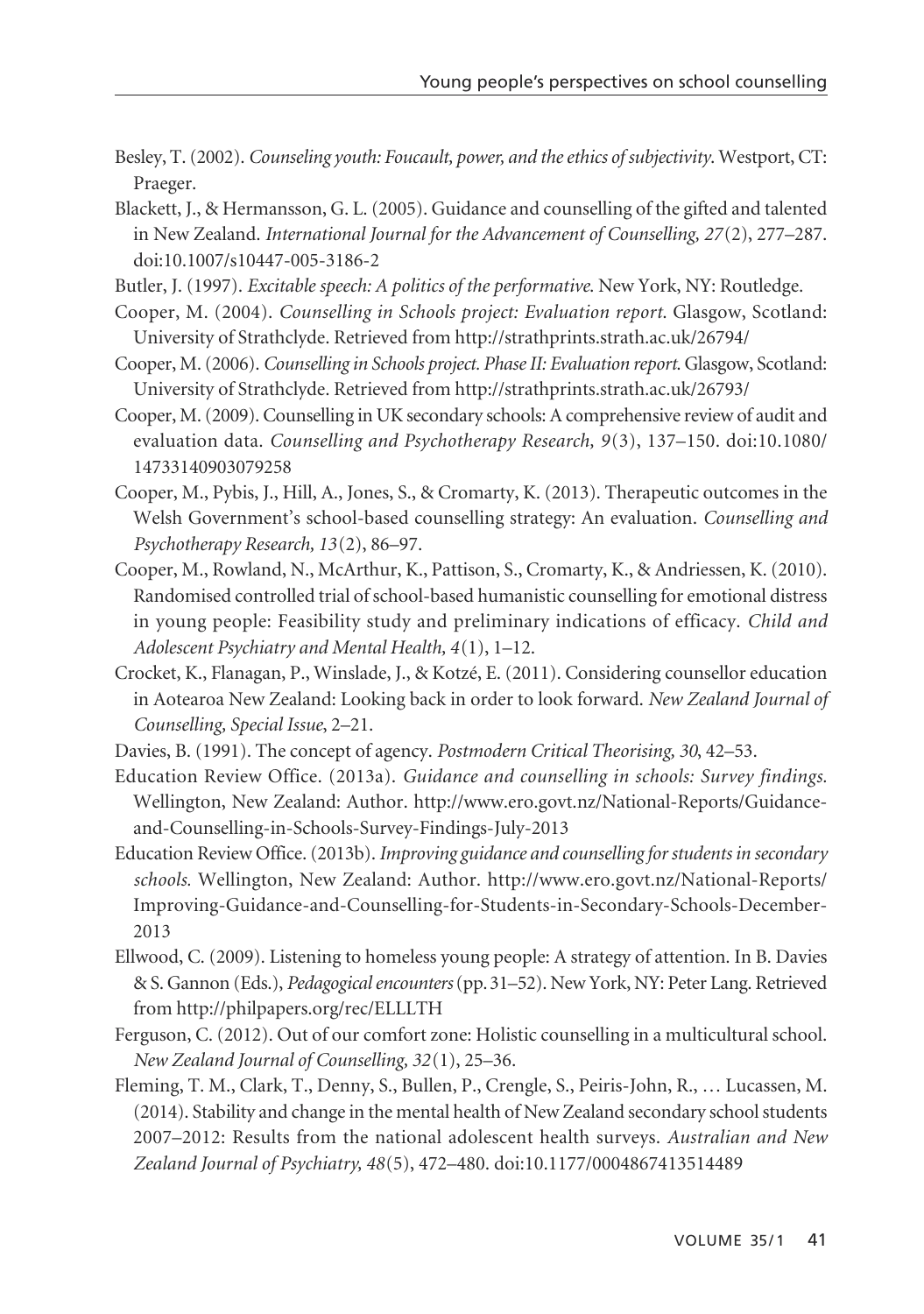Besley, T. (2002). *Counseling youth: Foucault, power, and the ethics of subjectivity*. Westport, CT: Praeger.

Blackett, J., & Hermansson, G. L. (2005). Guidance and counselling of the gifted and talented in New Zealand. *International Journal for the Advancement of Counselling, 27*(2), 277–287. doi:10.1007/s10447-005-3186-2

Butler, J. (1997). *Excitable speech: A politics of the performative.* New York, NY: Routledge.

Cooper, M. (2004). *Counselling in Schools project: Evaluation report.* Glasgow, Scotland: University of Strathclyde. Retrieved from http://strathprints.strath.ac.uk/26794/

Cooper, M. (2006). *Counselling in Schools project. Phase II: Evaluation report.* Glasgow, Scotland: University of Strathclyde. Retrieved from http://strathprints.strath.ac.uk/26793/

Cooper, M. (2009). Counselling in UK secondary schools: A comprehensive review of audit and evaluation data. *Counselling and Psychotherapy Research, 9*(3), 137–150. doi:10.1080/14733140903079258

Cooper, M., Pybis, J., Hill, A., Jones, S., & Cromarty, K. (2013). Therapeutic outcomes in the Welsh Government's school-based counselling strategy: An evaluation. *Counselling and Psychotherapy Research, 13*(2), 86–97.

Cooper, M., Rowland, N., McArthur, K., Pattison, S., Cromarty, K., & Andriessen, K. (2010). Randomised controlled trial of school-based humanistic counselling for emotional distress in young people: Feasibility study and preliminary indications of efficacy. *Child and Adolescent Psychiatry and Mental Health, 4*(1), 1–12.

Crocket, K., Flanagan, P., Winslade, J., & Kotzé, E. (2011). Considering counsellor education in Aotearoa New Zealand: Looking back in order to look forward. *New Zealand Journal of Counselling, Special Issue*, 2–21.

Davies, B. (1991). The concept of agency. *Postmodern Critical Theorising, 30*, 42–53.

Education Review Office. (2013a). *Guidance and counselling in schools: Survey findings.* Wellington, New Zealand: Author. http://www.ero.govt.nz/National-Reports/Guidance-and-Counselling-in-Schools-Survey-Findings-July-2013

Education Review Office. (2013b). *Improving guidance and counselling for students in secondary schools.* Wellington, New Zealand: Author. http://www.ero.govt.nz/National-Reports/Improving-Guidance-and-Counselling-for-Students-in-Secondary-Schools-December-2013

Ellwood, C. (2009). Listening to homeless young people: A strategy of attention. In B. Davies & S. Gannon (Eds.), *Pedagogical encounters* (pp. 31–52). New York, NY: Peter Lang. Retrieved from http://philpapers.org/rec/ELLLTH

Ferguson, C. (2012). Out of our comfort zone: Holistic counselling in a multicultural school. *New Zealand Journal of Counselling, 32*(1), 25–36.

Fleming, T. M., Clark, T., Denny, S., Bullen, P., Crengle, S., Peiris-John, R., … Lucassen, M. (2014). Stability and change in the mental health of New Zealand secondary school students 2007–2012: Results from the national adolescent health surveys. *Australian and New Zealand Journal of Psychiatry, 48*(5), 472–480. doi:10.1177/0004867413514489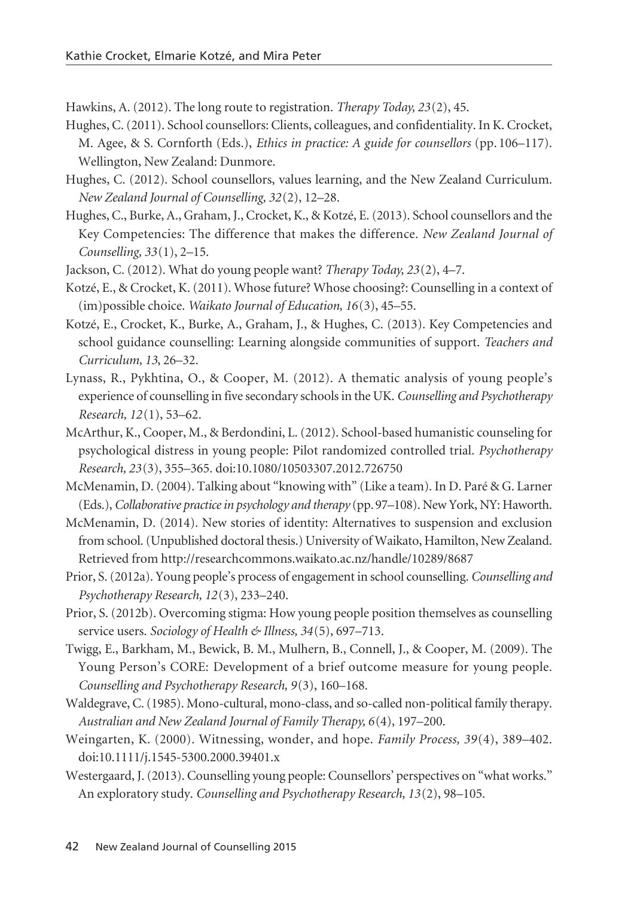Hawkins, A. (2012). The long route to registration. *Therapy Today, 23*(2), 45.

Hughes, C. (2011). School counsellors: Clients, colleagues, and confidentiality. In K. Crocket, M. Agee, & S. Cornforth (Eds.), *Ethics in practice: A guide for counsellors* (pp. 106–117). Wellington, New Zealand: Dunmore.

Hughes, C. (2012). School counsellors, values learning, and the New Zealand Curriculum. *New Zealand Journal of Counselling, 32*(2), 12–28.

Hughes, C., Burke, A., Graham, J., Crocket, K., & Kotzé, E. (2013). School counsellors and the Key Competencies: The difference that makes the difference. *New Zealand Journal of Counselling, 33*(1), 2–15.

Jackson, C. (2012). What do young people want? *Therapy Today, 23*(2), 4–7.

Kotzé, E., & Crocket, K. (2011). Whose future? Whose choosing?: Counselling in a context of (im)possible choice. *Waikato Journal of Education, 16*(3), 45–55.

Kotzé, E., Crocket, K., Burke, A., Graham, J., & Hughes, C. (2013). Key Competencies and school guidance counselling: Learning alongside communities of support. *Teachers and Curriculum, 13*, 26–32.

Lynass, R., Pykhtina, O., & Cooper, M. (2012). A thematic analysis of young people's experience of counselling in five secondary schools in the UK. *Counselling and Psychotherapy Research, 12*(1), 53–62.

McArthur, K., Cooper, M., & Berdondini, L. (2012). School-based humanistic counseling for psychological distress in young people: Pilot randomized controlled trial. *Psychotherapy Research, 23*(3), 355–365. doi:10.1080/10503307.2012.726750

McMenamin, D. (2004). Talking about "knowing with" (Like a team). In D. Paré & G. Larner (Eds.), *Collaborative practice in psychology and therapy* (pp. 97–108). New York, NY: Haworth.

McMenamin, D. (2014). New stories of identity: Alternatives to suspension and exclusion from school. (Unpublished doctoral thesis.) University of Waikato, Hamilton, New Zealand. Retrieved from http://researchcommons.waikato.ac.nz/handle/10289/8687

Prior, S. (2012a). Young people's process of engagement in school counselling. *Counselling and Psychotherapy Research, 12*(3), 233–240.

Prior, S. (2012b). Overcoming stigma: How young people position themselves as counselling service users. *Sociology of Health & Illness, 34*(5), 697–713.

Twigg, E., Barkham, M., Bewick, B. M., Mulhern, B., Connell, J., & Cooper, M. (2009). The Young Person's CORE: Development of a brief outcome measure for young people. *Counselling and Psychotherapy Research, 9*(3), 160–168.

Waldegrave, C. (1985). Mono-cultural, mono-class, and so-called non-political family therapy. *Australian and New Zealand Journal of Family Therapy, 6*(4), 197–200.

Weingarten, K. (2000). Witnessing, wonder, and hope. *Family Process, 39*(4), 389–402. doi:10.1111/j.1545-5300.2000.39401.x

Westergaard, J. (2013). Counselling young people: Counsellors' perspectives on "what works." An exploratory study. *Counselling and Psychotherapy Research, 13*(2), 98–105.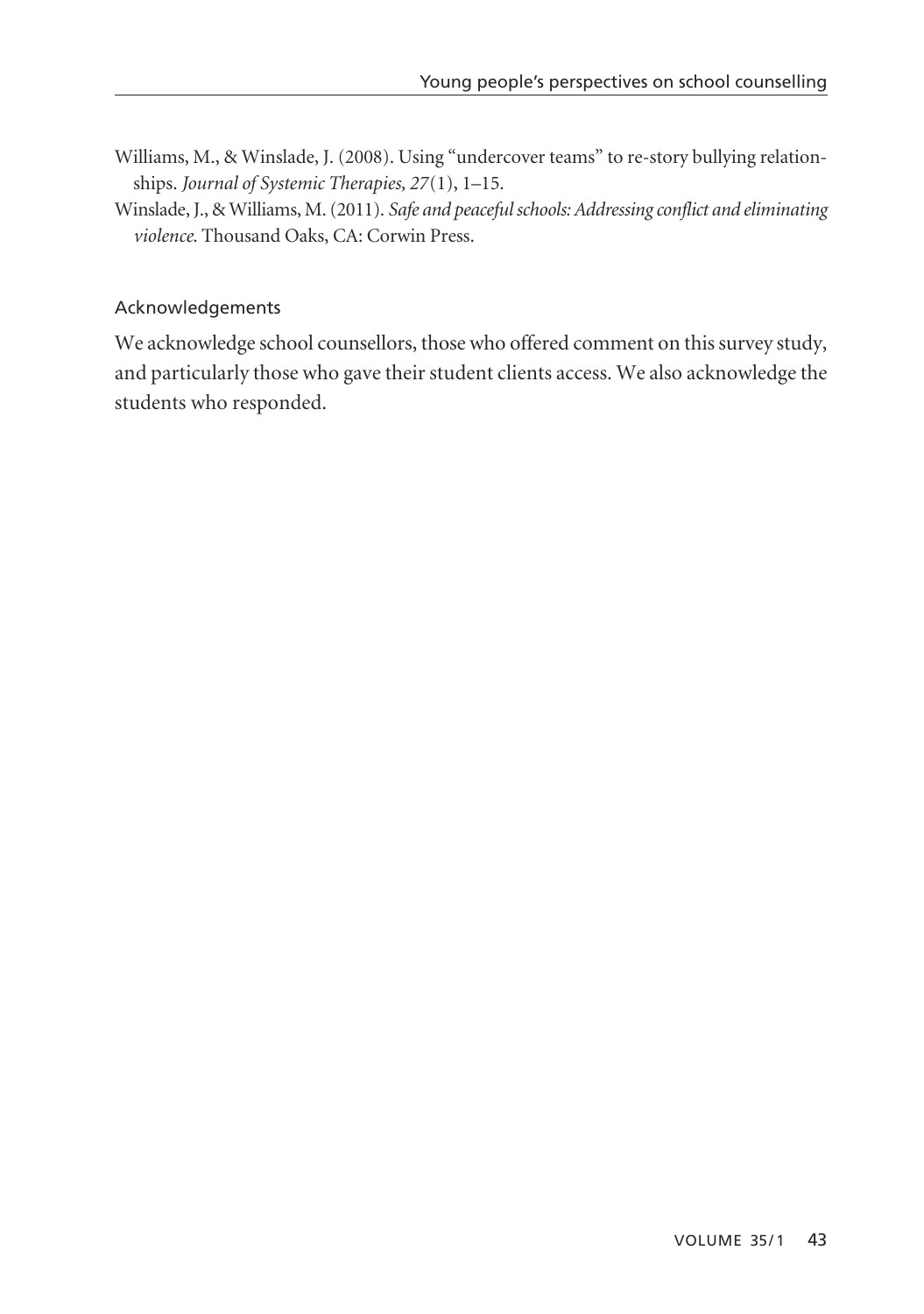Williams, M., & Winslade, J. (2008). Using "undercover teams" to re-story bullying relationships. *Journal of Systemic Therapies, 27*(1), 1–15.

Winslade, J., & Williams, M. (2011). *Safe and peaceful schools: Addressing conflict and eliminating violence.* Thousand Oaks, CA: Corwin Press.

## Acknowledgements

We acknowledge school counsellors, those who offered comment on this survey study, and particularly those who gave their student clients access. We also acknowledge the students who responded.